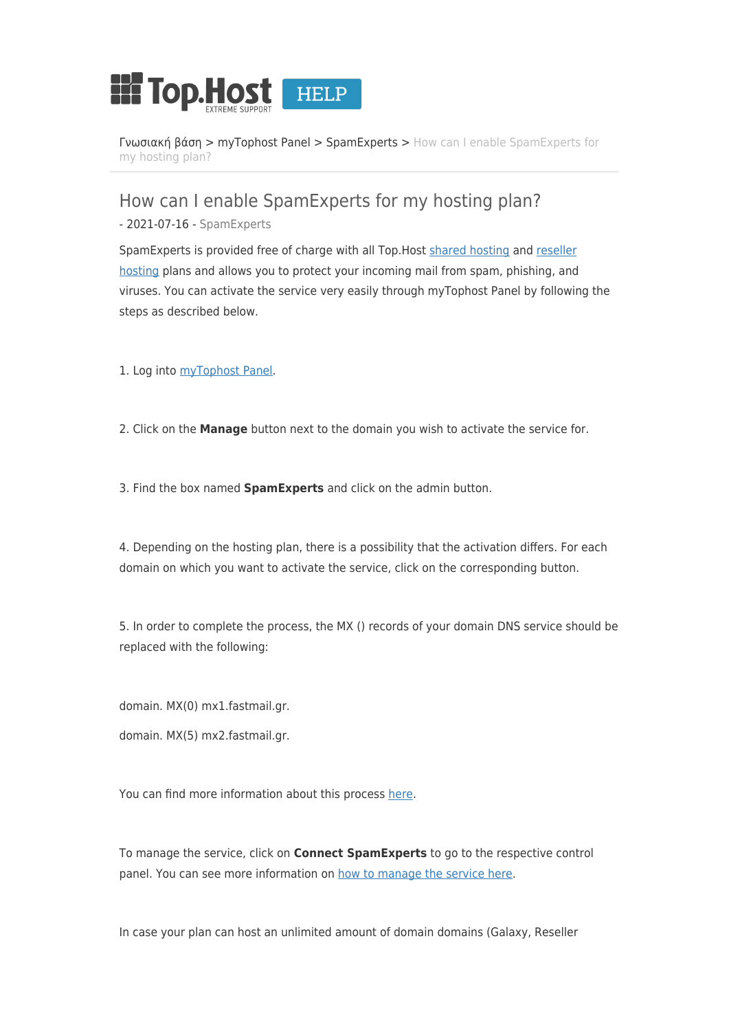Γνωσιακή βάση > myTophost Panel > SpamExperts > How can I enable SpamExperts for my hosting plan?

# How can I enable SpamExperts for my hosting plan?

- 2021-07-16 - SpamExperts

SpamExperts is provided free of charge with all Top.Host shared hosting and reseller hosting plans and allows you to protect your incoming mail from spam, phishing, and viruses. You can activate the service very easily through myTophost Panel by following the steps as described below.

1. Log into myTophost Panel.

2. Click on the **Manage** button next to the domain you wish to activate the service for.

3. Find the box named **SpamExperts** and click on the admin button.

4. Depending on the hosting plan, there is a possibility that the activation differs. For each domain on which you want to activate the service, click on the corresponding button.

5. In order to complete the process, the MX () records of your domain DNS service should be replaced with the following:

domain. MX(0) mx1.fastmail.gr.

domain. MX(5) mx2.fastmail.gr.

You can find more information about this process here.

To manage the service, click on **Connect SpamExperts** to go to the respective control panel. You can see more information on how to manage the service here.

In case your plan can host an unlimited amount of domain domains (Galaxy, Reseller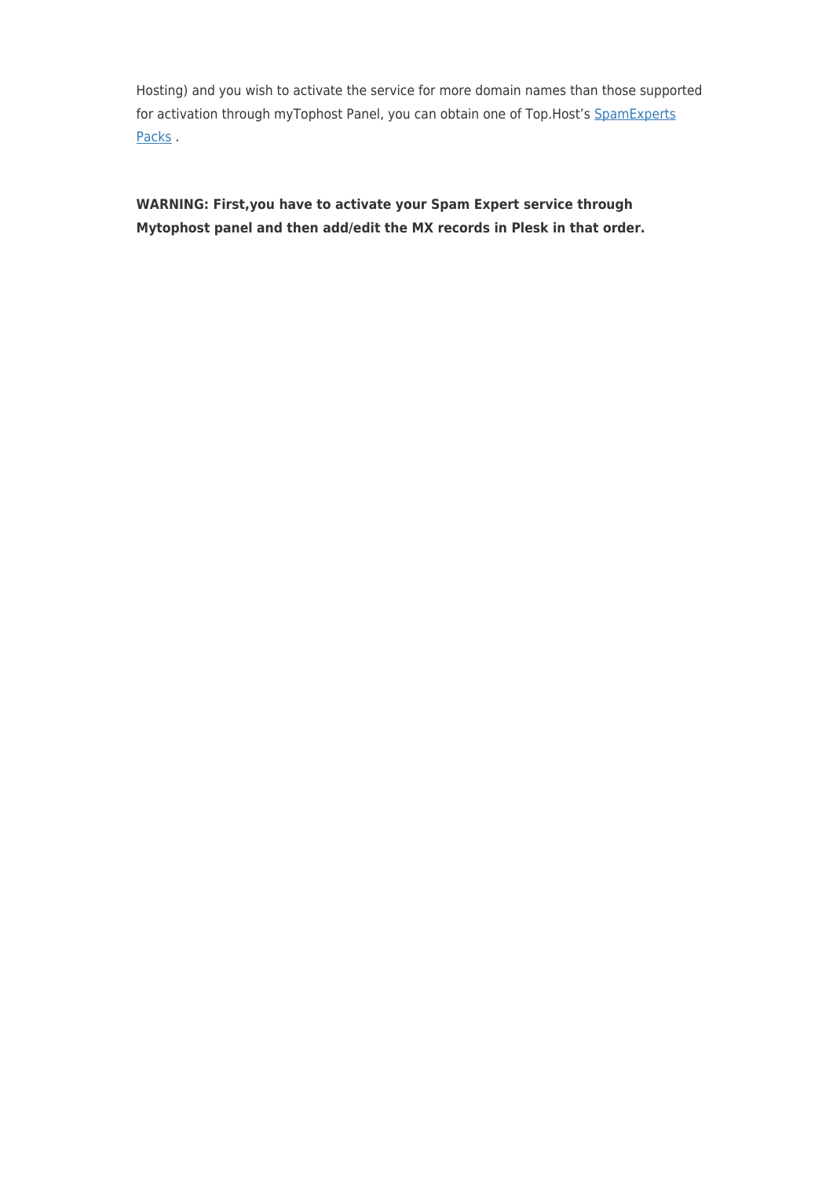Hosting) and you wish to activate the service for more domain names than those supported for activation through myTophost Panel, you can obtain one of Top.Host's SpamExperts Packs .

**WARNING: First,you have to activate your Spam Expert service through Mytophost panel and then add/edit the MX records in Plesk in that order.**